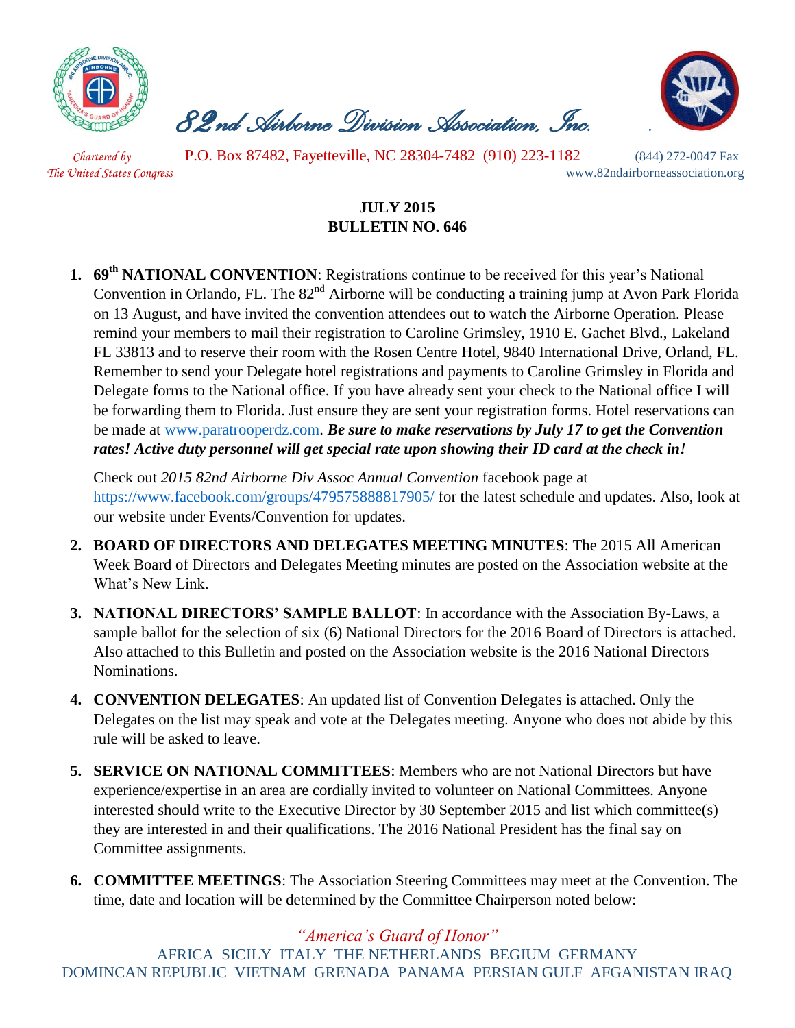# 82nd Airborne Division Association, Inc.

*Chartered by The United States Congress*

P.O. Box 87482, Fayetteville, NC 28304-7482 (910) 223-1182 (844) 272-0047 Fax

www.82ndairborneassociation.org

**JULY 2015**
**BULLETIN NO. 646**

1. **69th NATIONAL CONVENTION**: Registrations continue to be received for this year's National Convention in Orlando, FL. The 82nd Airborne will be conducting a training jump at Avon Park Florida on 13 August, and have invited the convention attendees out to watch the Airborne Operation. Please remind your members to mail their registration to Caroline Grimsley, 1910 E. Gachet Blvd., Lakeland FL 33813 and to reserve their room with the Rosen Centre Hotel, 9840 International Drive, Orland, FL. Remember to send your Delegate hotel registrations and payments to Caroline Grimsley in Florida and Delegate forms to the National office. If you have already sent your check to the National office I will be forwarding them to Florida. Just ensure they are sent your registration forms. Hotel reservations can be made at www.paratrooperdz.com. ***Be sure to make reservations by July 17 to get the Convention rates! Active duty personnel will get special rate upon showing their ID card at the check in!***

   Check out *2015 82nd Airborne Div Assoc Annual Convention* facebook page at https://www.facebook.com/groups/479575888817905/ for the latest schedule and updates. Also, look at our website under Events/Convention for updates.

2. **BOARD OF DIRECTORS AND DELEGATES MEETING MINUTES**: The 2015 All American Week Board of Directors and Delegates Meeting minutes are posted on the Association website at the What's New Link.

3. **NATIONAL DIRECTORS' SAMPLE BALLOT**: In accordance with the Association By-Laws, a sample ballot for the selection of six (6) National Directors for the 2016 Board of Directors is attached. Also attached to this Bulletin and posted on the Association website is the 2016 National Directors Nominations.

4. **CONVENTION DELEGATES**: An updated list of Convention Delegates is attached. Only the Delegates on the list may speak and vote at the Delegates meeting. Anyone who does not abide by this rule will be asked to leave.

5. **SERVICE ON NATIONAL COMMITTEES**: Members who are not National Directors but have experience/expertise in an area are cordially invited to volunteer on National Committees. Anyone interested should write to the Executive Director by 30 September 2015 and list which committee(s) they are interested in and their qualifications. The 2016 National President has the final say on Committee assignments.

6. **COMMITTEE MEETINGS**: The Association Steering Committees may meet at the Convention. The time, date and location will be determined by the Committee Chairperson noted below:

*"America's Guard of Honor"*

AFRICA SICILY ITALY THE NETHERLANDS BEGIUM GERMANY
DOMINCAN REPUBLIC VIETNAM GRENADA PANAMA PERSIAN GULF AFGANISTAN IRAQ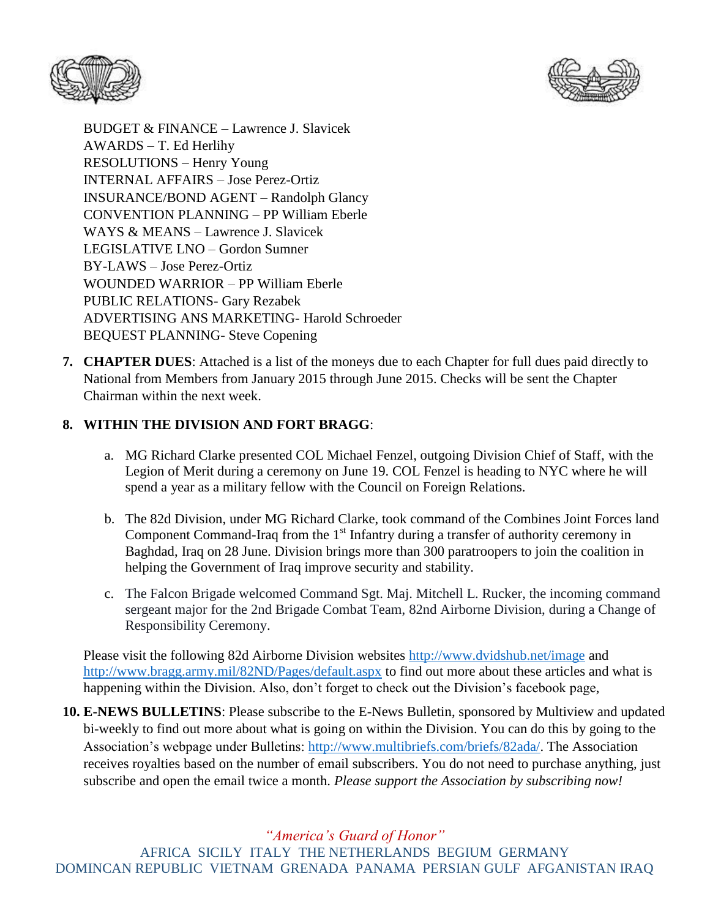BUDGET & FINANCE – Lawrence J. Slavicek
AWARDS – T. Ed Herlihy
RESOLUTIONS – Henry Young
INTERNAL AFFAIRS – Jose Perez-Ortiz
INSURANCE/BOND AGENT – Randolph Glancy
CONVENTION PLANNING – PP William Eberle
WAYS & MEANS – Lawrence J. Slavicek
LEGISLATIVE LNO – Gordon Sumner
BY-LAWS – Jose Perez-Ortiz
WOUNDED WARRIOR – PP William Eberle
PUBLIC RELATIONS- Gary Rezabek
ADVERTISING ANS MARKETING- Harold Schroeder
BEQUEST PLANNING- Steve Copening

7. **CHAPTER DUES**: Attached is a list of the moneys due to each Chapter for full dues paid directly to National from Members from January 2015 through June 2015. Checks will be sent the Chapter Chairman within the next week.

8. **WITHIN THE DIVISION AND FORT BRAGG**:

   a. MG Richard Clarke presented COL Michael Fenzel, outgoing Division Chief of Staff, with the Legion of Merit during a ceremony on June 19. COL Fenzel is heading to NYC where he will spend a year as a military fellow with the Council on Foreign Relations.

   b. The 82d Division, under MG Richard Clarke, took command of the Combines Joint Forces land Component Command-Iraq from the 1st Infantry during a transfer of authority ceremony in Baghdad, Iraq on 28 June. Division brings more than 300 paratroopers to join the coalition in helping the Government of Iraq improve security and stability.

   c. The Falcon Brigade welcomed Command Sgt. Maj. Mitchell L. Rucker, the incoming command sergeant major for the 2nd Brigade Combat Team, 82nd Airborne Division, during a Change of Responsibility Ceremony.

   Please visit the following 82d Airborne Division websites http://www.dvidshub.net/image and http://www.bragg.army.mil/82ND/Pages/default.aspx to find out more about these articles and what is happening within the Division. Also, don't forget to check out the Division's facebook page,

10. **E-NEWS BULLETINS**: Please subscribe to the E-News Bulletin, sponsored by Multiview and updated bi-weekly to find out more about what is going on within the Division. You can do this by going to the Association's webpage under Bulletins: http://www.multibriefs.com/briefs/82ada/. The Association receives royalties based on the number of email subscribers. You do not need to purchase anything, just subscribe and open the email twice a month. *Please support the Association by subscribing now!*

*"America's Guard of Honor"*
AFRICA SICILY ITALY THE NETHERLANDS BEGIUM GERMANY
DOMINCAN REPUBLIC VIETNAM GRENADA PANAMA PERSIAN GULF AFGANISTAN IRAQ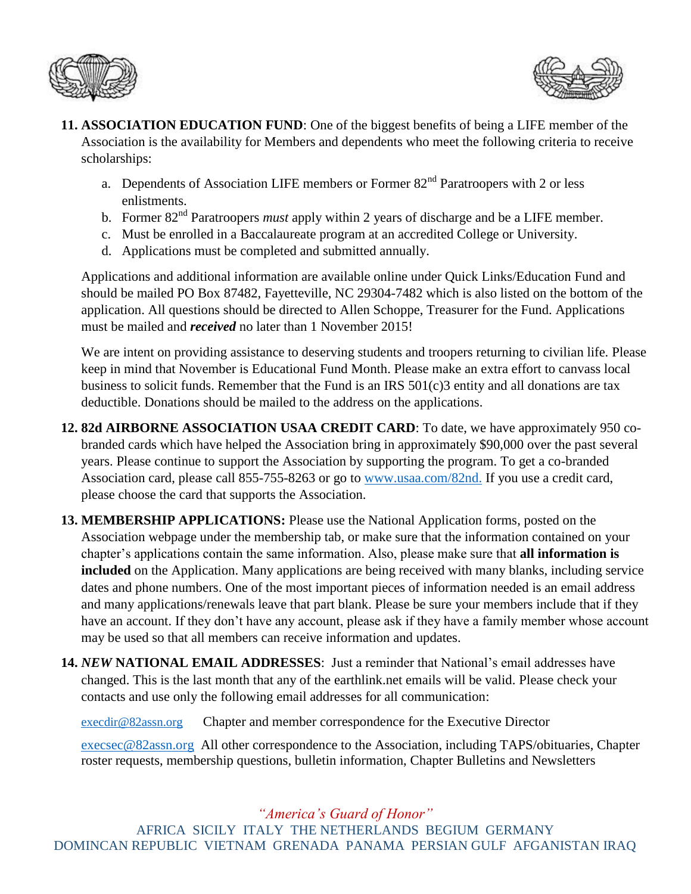11. **ASSOCIATION EDUCATION FUND**: One of the biggest benefits of being a LIFE member of the Association is the availability for Members and dependents who meet the following criteria to receive scholarships:

    a. Dependents of Association LIFE members or Former 82nd Paratroopers with 2 or less enlistments.
    b. Former 82nd Paratroopers *must* apply within 2 years of discharge and be a LIFE member.
    c. Must be enrolled in a Baccalaureate program at an accredited College or University.
    d. Applications must be completed and submitted annually.

    Applications and additional information are available online under Quick Links/Education Fund and should be mailed PO Box 87482, Fayetteville, NC 29304-7482 which is also listed on the bottom of the application. All questions should be directed to Allen Schoppe, Treasurer for the Fund. Applications must be mailed and ***received*** no later than 1 November 2015!

    We are intent on providing assistance to deserving students and troopers returning to civilian life. Please keep in mind that November is Educational Fund Month. Please make an extra effort to canvass local business to solicit funds. Remember that the Fund is an IRS 501(c)3 entity and all donations are tax deductible. Donations should be mailed to the address on the applications.

12. **82d AIRBORNE ASSOCIATION USAA CREDIT CARD**: To date, we have approximately 950 co-branded cards which have helped the Association bring in approximately $90,000 over the past several years. Please continue to support the Association by supporting the program. To get a co-branded Association card, please call 855-755-8263 or go to www.usaa.com/82nd. If you use a credit card, please choose the card that supports the Association.

13. **MEMBERSHIP APPLICATIONS:** Please use the National Application forms, posted on the Association webpage under the membership tab, or make sure that the information contained on your chapter's applications contain the same information. Also, please make sure that **all information is included** on the Application. Many applications are being received with many blanks, including service dates and phone numbers. One of the most important pieces of information needed is an email address and many applications/renewals leave that part blank. Please be sure your members include that if they have an account. If they don't have any account, please ask if they have a family member whose account may be used so that all members can receive information and updates.

14. ***NEW*** **NATIONAL EMAIL ADDRESSES**: Just a reminder that National's email addresses have changed. This is the last month that any of the earthlink.net emails will be valid. Please check your contacts and use only the following email addresses for all communication:

    execdir@82assn.org Chapter and member correspondence for the Executive Director

    execsec@82assn.org All other correspondence to the Association, including TAPS/obituaries, Chapter roster requests, membership questions, bulletin information, Chapter Bulletins and Newsletters

*"America's Guard of Honor"*

AFRICA SICILY ITALY THE NETHERLANDS BEGIUM GERMANY DOMINCAN REPUBLIC VIETNAM GRENADA PANAMA PERSIAN GULF AFGANISTAN IRAQ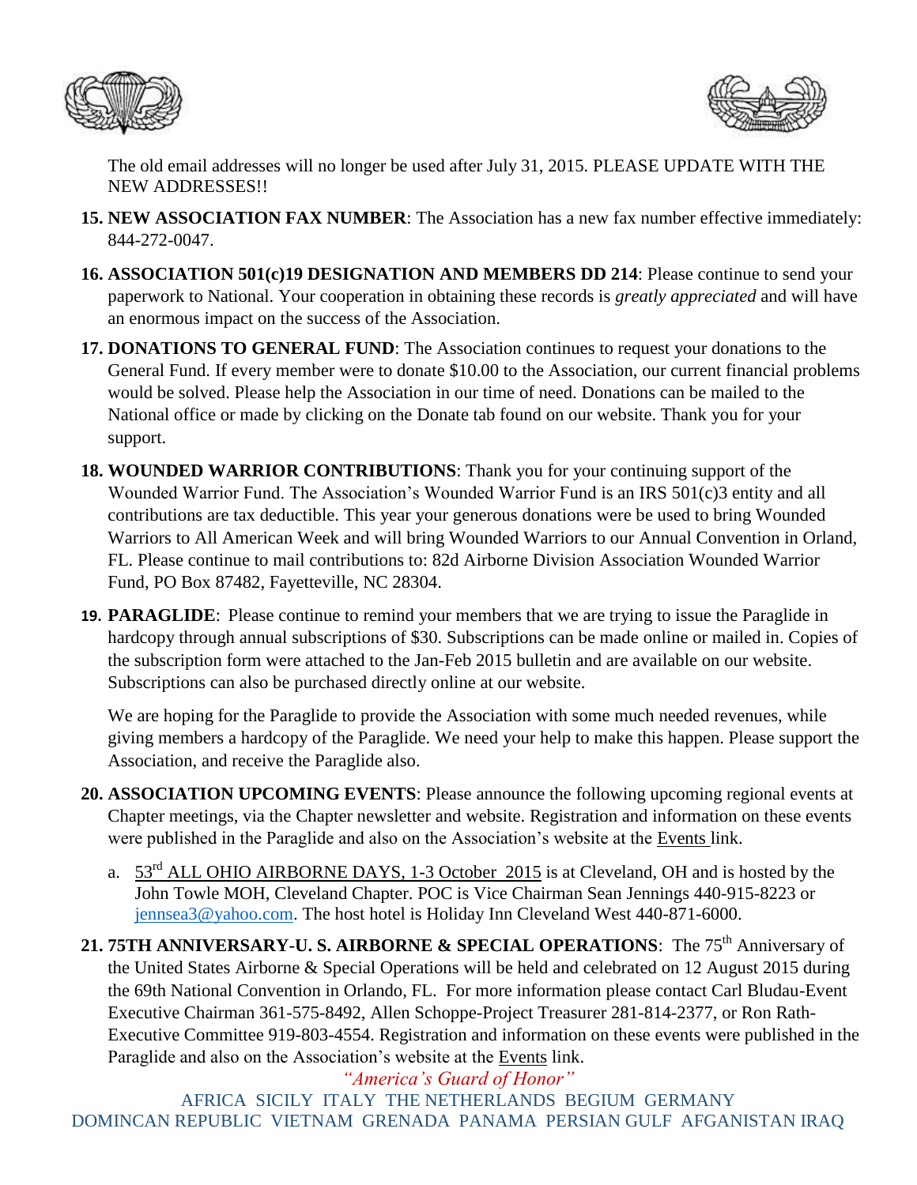The old email addresses will no longer be used after July 31, 2015. PLEASE UPDATE WITH THE NEW ADDRESSES!!

15. **NEW ASSOCIATION FAX NUMBER**: The Association has a new fax number effective immediately: 844-272-0047.

16. **ASSOCIATION 501(c)19 DESIGNATION AND MEMBERS DD 214**: Please continue to send your paperwork to National. Your cooperation in obtaining these records is *greatly appreciated* and will have an enormous impact on the success of the Association.

17. **DONATIONS TO GENERAL FUND**: The Association continues to request your donations to the General Fund. If every member were to donate $10.00 to the Association, our current financial problems would be solved. Please help the Association in our time of need. Donations can be mailed to the National office or made by clicking on the Donate tab found on our website. Thank you for your support.

18. **WOUNDED WARRIOR CONTRIBUTIONS**: Thank you for your continuing support of the Wounded Warrior Fund. The Association's Wounded Warrior Fund is an IRS 501(c)3 entity and all contributions are tax deductible. This year your generous donations were be used to bring Wounded Warriors to All American Week and will bring Wounded Warriors to our Annual Convention in Orland, FL. Please continue to mail contributions to: 82d Airborne Division Association Wounded Warrior Fund, PO Box 87482, Fayetteville, NC 28304.

19. **PARAGLIDE**: Please continue to remind your members that we are trying to issue the Paraglide in hardcopy through annual subscriptions of $30. Subscriptions can be made online or mailed in. Copies of the subscription form were attached to the Jan-Feb 2015 bulletin and are available on our website. Subscriptions can also be purchased directly online at our website.

    We are hoping for the Paraglide to provide the Association with some much needed revenues, while giving members a hardcopy of the Paraglide. We need your help to make this happen. Please support the Association, and receive the Paraglide also.

20. **ASSOCIATION UPCOMING EVENTS**: Please announce the following upcoming regional events at Chapter meetings, via the Chapter newsletter and website. Registration and information on these events were published in the Paraglide and also on the Association's website at the Events link.

    a. 53rd ALL OHIO AIRBORNE DAYS, 1-3 October 2015 is at Cleveland, OH and is hosted by the John Towle MOH, Cleveland Chapter. POC is Vice Chairman Sean Jennings 440-915-8223 or jennsea3@yahoo.com. The host hotel is Holiday Inn Cleveland West 440-871-6000.

21. **75TH ANNIVERSARY-U. S. AIRBORNE & SPECIAL OPERATIONS**: The 75th Anniversary of the United States Airborne & Special Operations will be held and celebrated on 12 August 2015 during the 69th National Convention in Orlando, FL. For more information please contact Carl Bludau-Event Executive Chairman 361-575-8492, Allen Schoppe-Project Treasurer 281-814-2377, or Ron Rath-Executive Committee 919-803-4554. Registration and information on these events were published in the Paraglide and also on the Association's website at the Events link.

*"America's Guard of Honor"*

AFRICA SICILY ITALY THE NETHERLANDS BEGIUM GERMANY
DOMINCAN REPUBLIC VIETNAM GRENADA PANAMA PERSIAN GULF AFGANISTAN IRAQ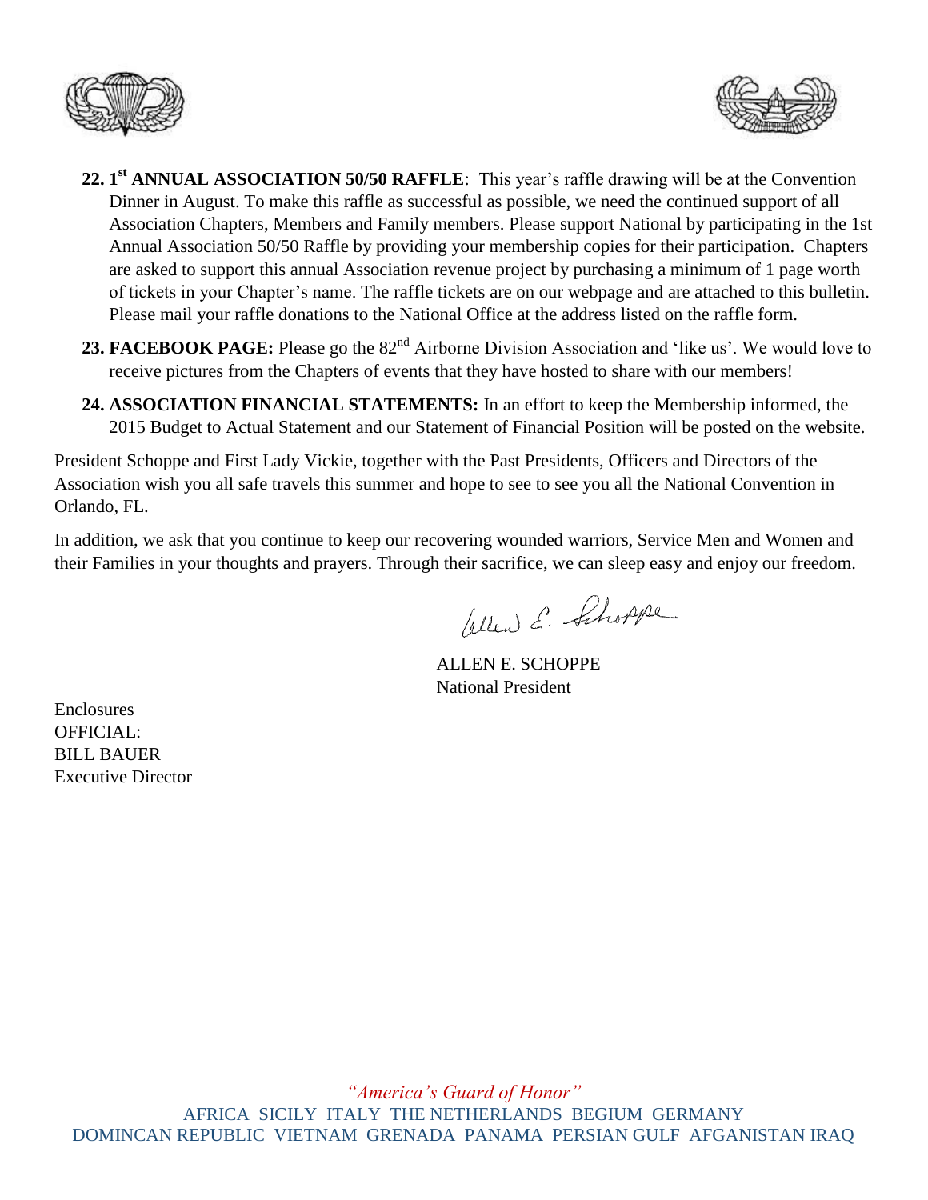22. **1st ANNUAL ASSOCIATION 50/50 RAFFLE**: This year's raffle drawing will be at the Convention Dinner in August. To make this raffle as successful as possible, we need the continued support of all Association Chapters, Members and Family members. Please support National by participating in the 1st Annual Association 50/50 Raffle by providing your membership copies for their participation. Chapters are asked to support this annual Association revenue project by purchasing a minimum of 1 page worth of tickets in your Chapter's name. The raffle tickets are on our webpage and are attached to this bulletin. Please mail your raffle donations to the National Office at the address listed on the raffle form.

23. **FACEBOOK PAGE:** Please go the 82nd Airborne Division Association and 'like us'. We would love to receive pictures from the Chapters of events that they have hosted to share with our members!

24. **ASSOCIATION FINANCIAL STATEMENTS:** In an effort to keep the Membership informed, the 2015 Budget to Actual Statement and our Statement of Financial Position will be posted on the website.

President Schoppe and First Lady Vickie, together with the Past Presidents, Officers and Directors of the Association wish you all safe travels this summer and hope to see to see you all the National Convention in Orlando, FL.

In addition, we ask that you continue to keep our recovering wounded warriors, Service Men and Women and their Families in your thoughts and prayers. Through their sacrifice, we can sleep easy and enjoy our freedom.

Allen E. Schoppe

ALLEN E. SCHOPPE
National President

Enclosures
OFFICIAL:
BILL BAUER
Executive Director

*"America's Guard of Honor"*

AFRICA SICILY ITALY THE NETHERLANDS BEGIUM GERMANY
DOMINCAN REPUBLIC VIETNAM GRENADA PANAMA PERSIAN GULF AFGANISTAN IRAQ